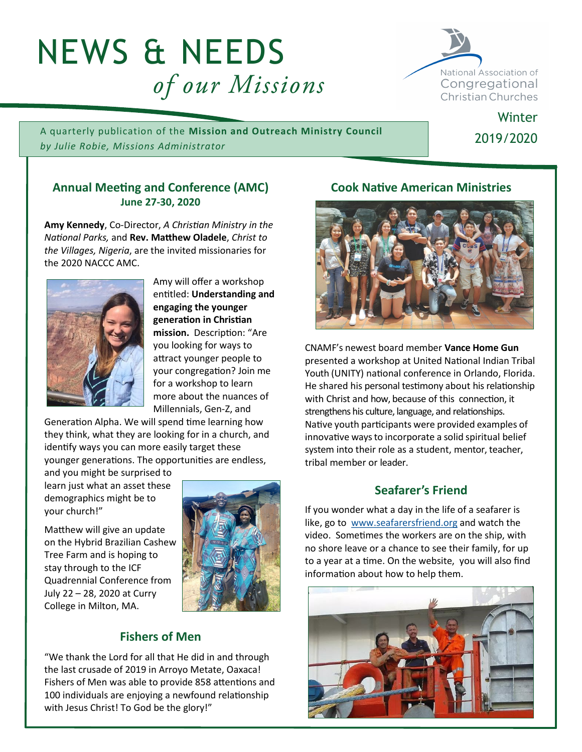# NEWS & NEEDS *of our Missions*

National Association of Congregational Christian Churches

A quarterly publication of the **Mission and Outreach Ministry Council**
*by Julie Robie, Missions Administrator*

Winter 2019/2020

## Annual Meeting and Conference (AMC)

**June 27-30, 2020**

**Amy Kennedy**, Co-Director, *A Christian Ministry in the National Parks,* and **Rev. Matthew Oladele**, *Christ to the Villages, Nigeria*, are the invited missionaries for the 2020 NACCC AMC.

Amy will offer a workshop entitled: **Understanding and engaging the younger generation in Christian mission.** Description: "Are you looking for ways to attract younger people to your congregation? Join me for a workshop to learn more about the nuances of Millennials, Gen-Z, and Generation Alpha. We will spend time learning how they think, what they are looking for in a church, and identify ways you can more easily target these younger generations. The opportunities are endless, and you might be surprised to learn just what an asset these demographics might be to your church!"

Matthew will give an update on the Hybrid Brazilian Cashew Tree Farm and is hoping to stay through to the ICF Quadrennial Conference from July 22 – 28, 2020 at Curry College in Milton, MA.

## Fishers of Men

"We thank the Lord for all that He did in and through the last crusade of 2019 in Arroyo Metate, Oaxaca! Fishers of Men was able to provide 858 attentions and 100 individuals are enjoying a newfound relationship with Jesus Christ! To God be the glory!"

## Cook Native American Ministries

CNAMF's newest board member **Vance Home Gun** presented a workshop at United National Indian Tribal Youth (UNITY) national conference in Orlando, Florida. He shared his personal testimony about his relationship with Christ and how, because of this connection, it strengthens his culture, language, and relationships. Native youth participants were provided examples of innovative ways to incorporate a solid spiritual belief system into their role as a student, mentor, teacher, tribal member or leader.

## Seafarer's Friend

If you wonder what a day in the life of a seafarer is like, go to www.seafarersfriend.org and watch the video. Sometimes the workers are on the ship, with no shore leave or a chance to see their family, for up to a year at a time. On the website, you will also find information about how to help them.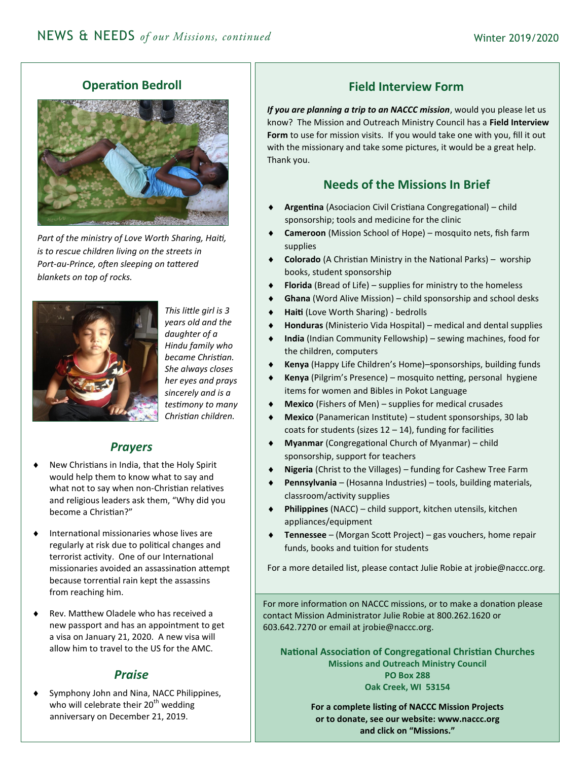## Operation Bedroll

*Part of the ministry of Love Worth Sharing, Haiti, is to rescue children living on the streets in Port-au-Prince, often sleeping on tattered blankets on top of rocks.*

*This little girl is 3 years old and the daughter of a Hindu family who became Christian. She always closes her eyes and prays sincerely and is a testimony to many Christian children.*

### *Prayers*

- New Christians in India, that the Holy Spirit would help them to know what to say and what not to say when non-Christian relatives and religious leaders ask them, "Why did you become a Christian?"
- International missionaries whose lives are regularly at risk due to political changes and terrorist activity. One of our International missionaries avoided an assassination attempt because torrential rain kept the assassins from reaching him.
- Rev. Matthew Oladele who has received a new passport and has an appointment to get a visa on January 21, 2020. A new visa will allow him to travel to the US for the AMC.

### *Praise*

- Symphony John and Nina, NACC Philippines, who will celebrate their 20th wedding anniversary on December 21, 2019.

## Field Interview Form

***If you are planning a trip to an NACCC mission***, would you please let us know? The Mission and Outreach Ministry Council has a **Field Interview Form** to use for mission visits. If you would take one with you, fill it out with the missionary and take some pictures, it would be a great help. Thank you.

## Needs of the Missions In Brief

- **Argentina** (Asociacion Civil Cristiana Congregational) – child sponsorship; tools and medicine for the clinic
- **Cameroon** (Mission School of Hope) – mosquito nets, fish farm supplies
- **Colorado** (A Christian Ministry in the National Parks) – worship books, student sponsorship
- **Florida** (Bread of Life) – supplies for ministry to the homeless
- **Ghana** (Word Alive Mission) – child sponsorship and school desks
- **Haiti** (Love Worth Sharing) - bedrolls
- **Honduras** (Ministerio Vida Hospital) – medical and dental supplies
- **India** (Indian Community Fellowship) – sewing machines, food for the children, computers
- **Kenya** (Happy Life Children's Home)–sponsorships, building funds
- **Kenya** (Pilgrim's Presence) – mosquito netting, personal hygiene items for women and Bibles in Pokot Language
- **Mexico** (Fishers of Men) – supplies for medical crusades
- **Mexico** (Panamerican Institute) – student sponsorships, 30 lab coats for students (sizes 12 – 14), funding for facilities
- **Myanmar** (Congregational Church of Myanmar) – child sponsorship, support for teachers
- **Nigeria** (Christ to the Villages) – funding for Cashew Tree Farm
- **Pennsylvania** – (Hosanna Industries) – tools, building materials, classroom/activity supplies
- **Philippines** (NACC) – child support, kitchen utensils, kitchen appliances/equipment
- **Tennessee** – (Morgan Scott Project) – gas vouchers, home repair funds, books and tuition for students

For a more detailed list, please contact Julie Robie at jrobie@naccc.org.

For more information on NACCC missions, or to make a donation please contact Mission Administrator Julie Robie at 800.262.1620 or 603.642.7270 or email at jrobie@naccc.org.

**National Association of Congregational Christian Churches**
**Missions and Outreach Ministry Council**
**PO Box 288**
**Oak Creek, WI 53154**

**For a complete listing of NACCC Mission Projects or to donate, see our website: www.naccc.org and click on "Missions."**